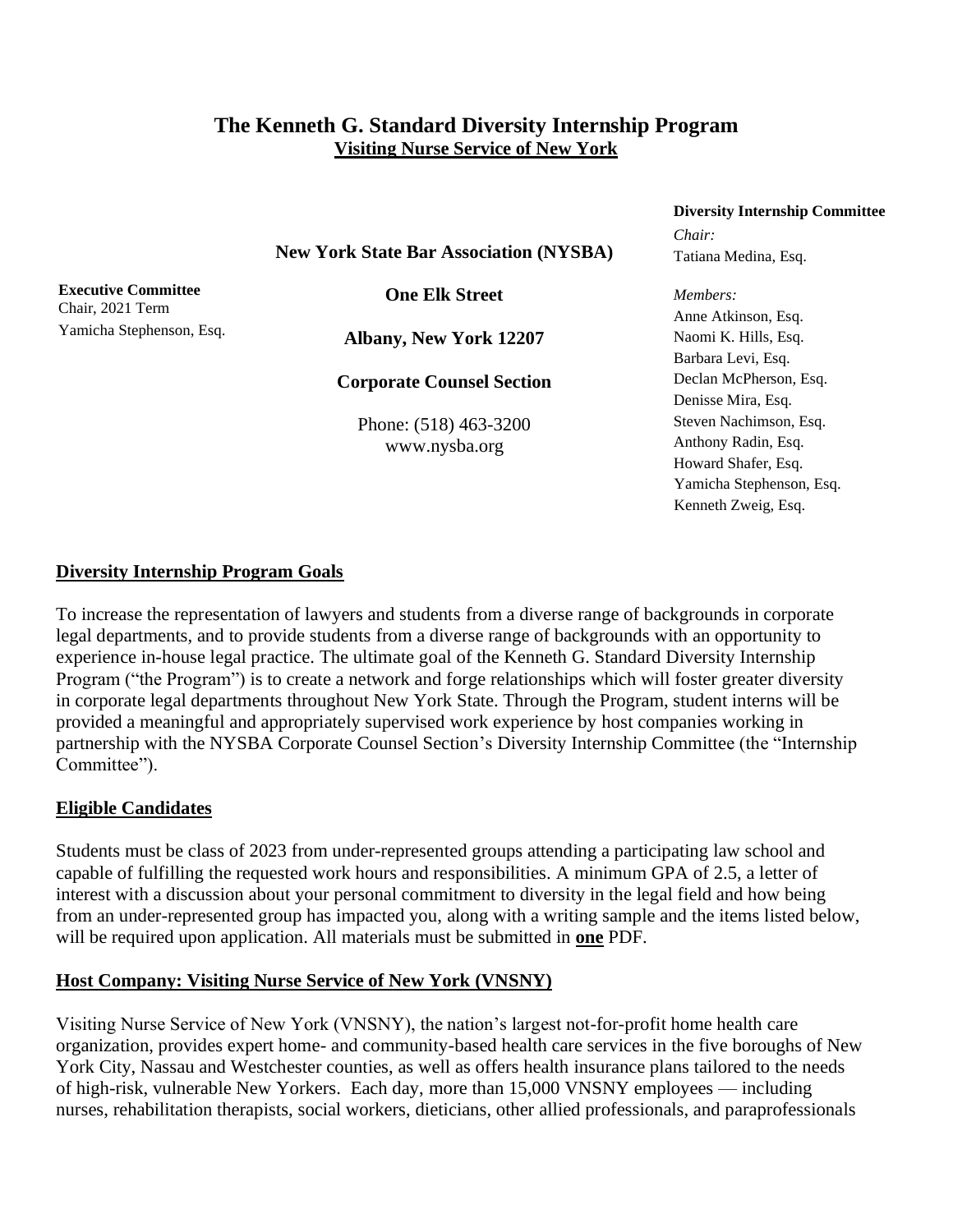# The Kenneth G. Standard Diversity Internship Program

**Visiting Nurse Service of New York**

**New York State Bar Association (NYSBA)**

**One Elk Street**

**Albany, New York 12207**

**Corporate Counsel Section**

Phone: (518) 463-3200
www.nysba.org

**Executive Committee**
Chair, 2021 Term
Yamicha Stephenson, Esq.

**Diversity Internship Committee**

*Chair:*
Tatiana Medina, Esq.

*Members:*
Anne Atkinson, Esq.
Naomi K. Hills, Esq.
Barbara Levi, Esq.
Declan McPherson, Esq.
Denisse Mira, Esq.
Steven Nachimson, Esq.
Anthony Radin, Esq.
Howard Shafer, Esq.
Yamicha Stephenson, Esq.
Kenneth Zweig, Esq.

## Diversity Internship Program Goals

To increase the representation of lawyers and students from a diverse range of backgrounds in corporate legal departments, and to provide students from a diverse range of backgrounds with an opportunity to experience in-house legal practice. The ultimate goal of the Kenneth G. Standard Diversity Internship Program ("the Program") is to create a network and forge relationships which will foster greater diversity in corporate legal departments throughout New York State. Through the Program, student interns will be provided a meaningful and appropriately supervised work experience by host companies working in partnership with the NYSBA Corporate Counsel Section's Diversity Internship Committee (the "Internship Committee").

## Eligible Candidates

Students must be class of 2023 from under-represented groups attending a participating law school and capable of fulfilling the requested work hours and responsibilities. A minimum GPA of 2.5, a letter of interest with a discussion about your personal commitment to diversity in the legal field and how being from an under-represented group has impacted you, along with a writing sample and the items listed below, will be required upon application. All materials must be submitted in **one** PDF.

## Host Company: Visiting Nurse Service of New York (VNSNY)

Visiting Nurse Service of New York (VNSNY), the nation's largest not-for-profit home health care organization, provides expert home- and community-based health care services in the five boroughs of New York City, Nassau and Westchester counties, as well as offers health insurance plans tailored to the needs of high-risk, vulnerable New Yorkers. Each day, more than 15,000 VNSNY employees — including nurses, rehabilitation therapists, social workers, dieticians, other allied professionals, and paraprofessionals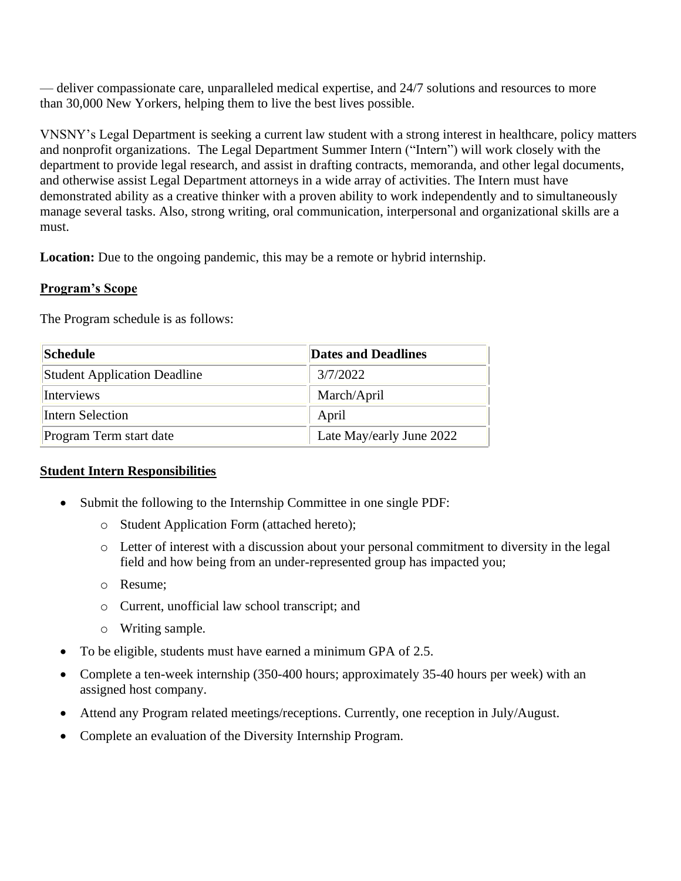— deliver compassionate care, unparalleled medical expertise, and 24/7 solutions and resources to more than 30,000 New Yorkers, helping them to live the best lives possible.

VNSNY's Legal Department is seeking a current law student with a strong interest in healthcare, policy matters and nonprofit organizations. The Legal Department Summer Intern ("Intern") will work closely with the department to provide legal research, and assist in drafting contracts, memoranda, and other legal documents, and otherwise assist Legal Department attorneys in a wide array of activities. The Intern must have demonstrated ability as a creative thinker with a proven ability to work independently and to simultaneously manage several tasks. Also, strong writing, oral communication, interpersonal and organizational skills are a must.

**Location:** Due to the ongoing pandemic, this may be a remote or hybrid internship.

## Program's Scope

The Program schedule is as follows:

| Schedule | Dates and Deadlines |
|---|---|
| Student Application Deadline | 3/7/2022 |
| Interviews | March/April |
| Intern Selection | April |
| Program Term start date | Late May/early June 2022 |

## Student Intern Responsibilities

- Submit the following to the Internship Committee in one single PDF:
    - Student Application Form (attached hereto);
    - Letter of interest with a discussion about your personal commitment to diversity in the legal field and how being from an under-represented group has impacted you;
    - Resume;
    - Current, unofficial law school transcript; and
    - Writing sample.
- To be eligible, students must have earned a minimum GPA of 2.5.
- Complete a ten-week internship (350-400 hours; approximately 35-40 hours per week) with an assigned host company.
- Attend any Program related meetings/receptions. Currently, one reception in July/August.
- Complete an evaluation of the Diversity Internship Program.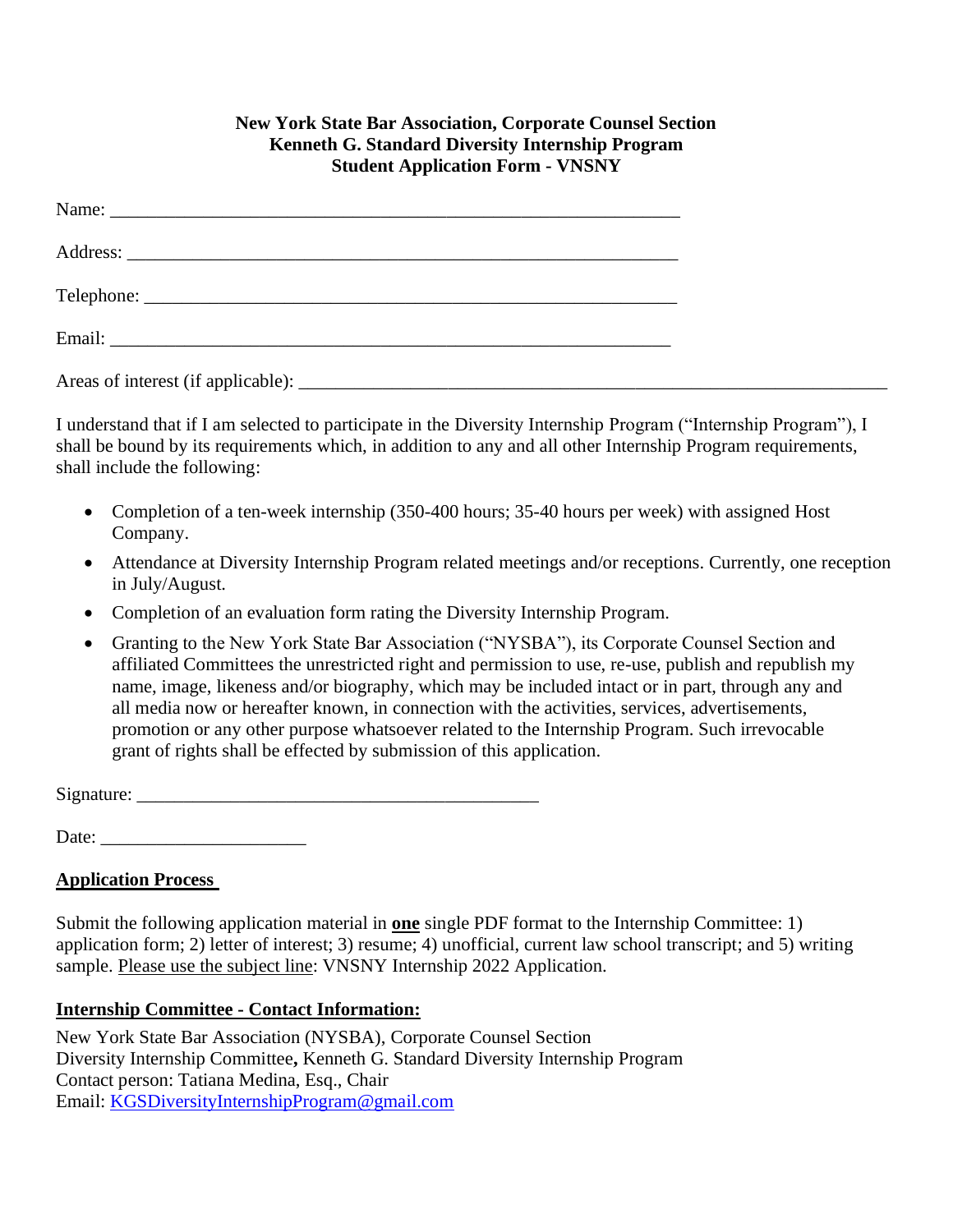**New York State Bar Association, Corporate Counsel Section**
**Kenneth G. Standard Diversity Internship Program**
**Student Application Form - VNSNY**

Name: ______________________________________________________________

Address: ____________________________________________________________

Telephone: __________________________________________________________

Email: ______________________________________________________________

Areas of interest (if applicable): ______________________________________________________________

I understand that if I am selected to participate in the Diversity Internship Program ("Internship Program"), I shall be bound by its requirements which, in addition to any and all other Internship Program requirements, shall include the following:

- Completion of a ten-week internship (350-400 hours; 35-40 hours per week) with assigned Host Company.
- Attendance at Diversity Internship Program related meetings and/or receptions. Currently, one reception in July/August.
- Completion of an evaluation form rating the Diversity Internship Program.
- Granting to the New York State Bar Association ("NYSBA"), its Corporate Counsel Section and affiliated Committees the unrestricted right and permission to use, re-use, publish and republish my name, image, likeness and/or biography, which may be included intact or in part, through any and all media now or hereafter known, in connection with the activities, services, advertisements, promotion or any other purpose whatsoever related to the Internship Program. Such irrevocable grant of rights shall be effected by submission of this application.

Signature: ____________________________________________

Date: ______________________

## Application Process

Submit the following application material in **one** single PDF format to the Internship Committee: 1) application form; 2) letter of interest; 3) resume; 4) unofficial, current law school transcript; and 5) writing sample. Please use the subject line: VNSNY Internship 2022 Application.

## Internship Committee - Contact Information:

New York State Bar Association (NYSBA), Corporate Counsel Section
Diversity Internship Committee**,** Kenneth G. Standard Diversity Internship Program
Contact person: Tatiana Medina, Esq., Chair
Email: KGSDiversityInternshipProgram@gmail.com